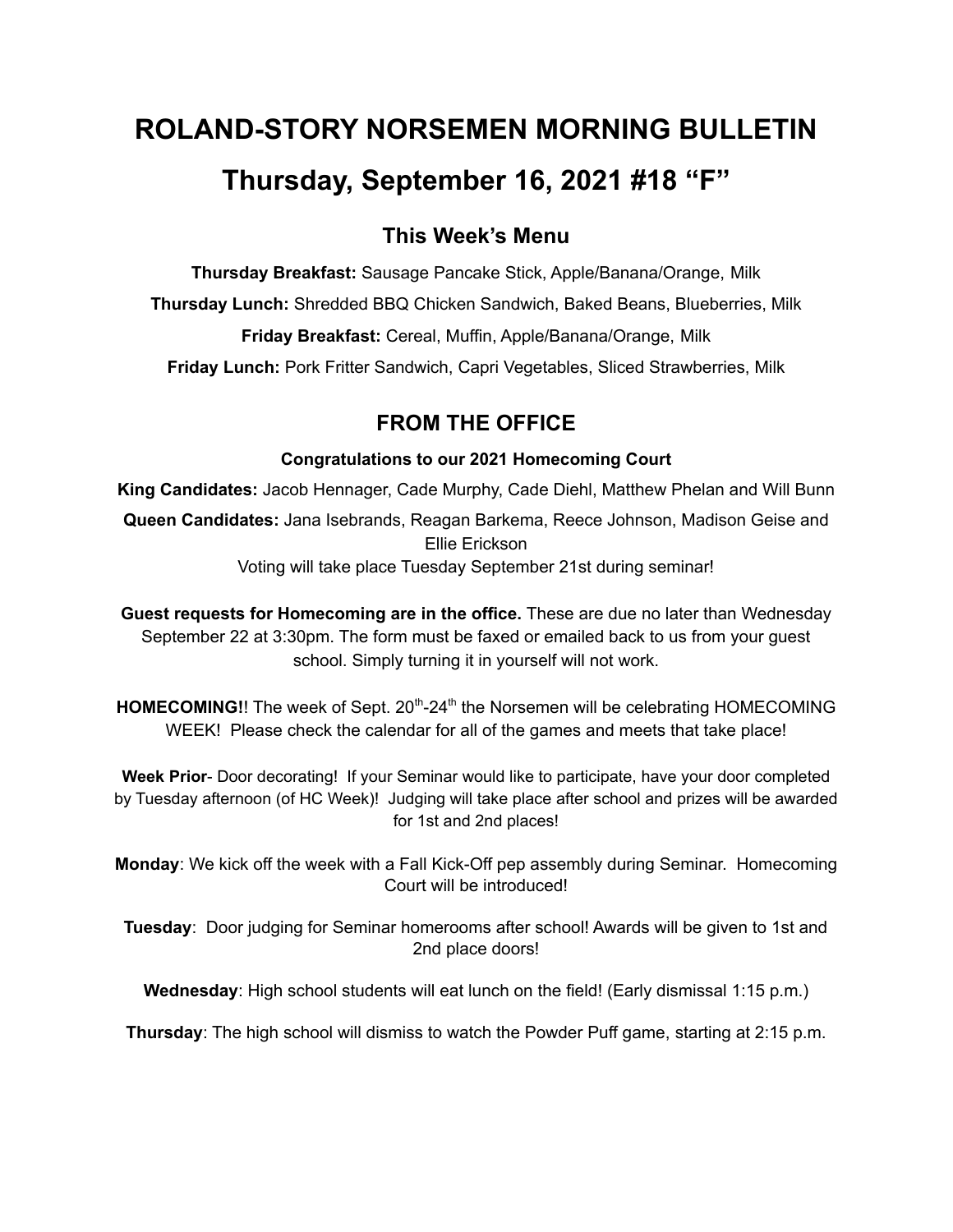# ROLAND-STORY NORSEMEN MORNING BULLETIN

# Thursday, September 16, 2021 #18 "F"

## This Week's Menu

**Thursday Breakfast:** Sausage Pancake Stick, Apple/Banana/Orange, Milk

**Thursday Lunch:** Shredded BBQ Chicken Sandwich, Baked Beans, Blueberries, Milk

**Friday Breakfast:** Cereal, Muffin, Apple/Banana/Orange, Milk

**Friday Lunch:** Pork Fritter Sandwich, Capri Vegetables, Sliced Strawberries, Milk

## FROM THE OFFICE

**Congratulations to our 2021 Homecoming Court**

**King Candidates:** Jacob Hennager, Cade Murphy, Cade Diehl, Matthew Phelan and Will Bunn

**Queen Candidates:** Jana Isebrands, Reagan Barkema, Reece Johnson, Madison Geise and Ellie Erickson

Voting will take place Tuesday September 21st during seminar!

**Guest requests for Homecoming are in the office.** These are due no later than Wednesday September 22 at 3:30pm. The form must be faxed or emailed back to us from your guest school. Simply turning it in yourself will not work.

**HOMECOMING!**! The week of Sept. 20th-24th the Norsemen will be celebrating HOMECOMING WEEK! Please check the calendar for all of the games and meets that take place!

**Week Prior**- Door decorating! If your Seminar would like to participate, have your door completed by Tuesday afternoon (of HC Week)! Judging will take place after school and prizes will be awarded for 1st and 2nd places!

**Monday**: We kick off the week with a Fall Kick-Off pep assembly during Seminar. Homecoming Court will be introduced!

**Tuesday**: Door judging for Seminar homerooms after school! Awards will be given to 1st and 2nd place doors!

**Wednesday**: High school students will eat lunch on the field! (Early dismissal 1:15 p.m.)

**Thursday**: The high school will dismiss to watch the Powder Puff game, starting at 2:15 p.m.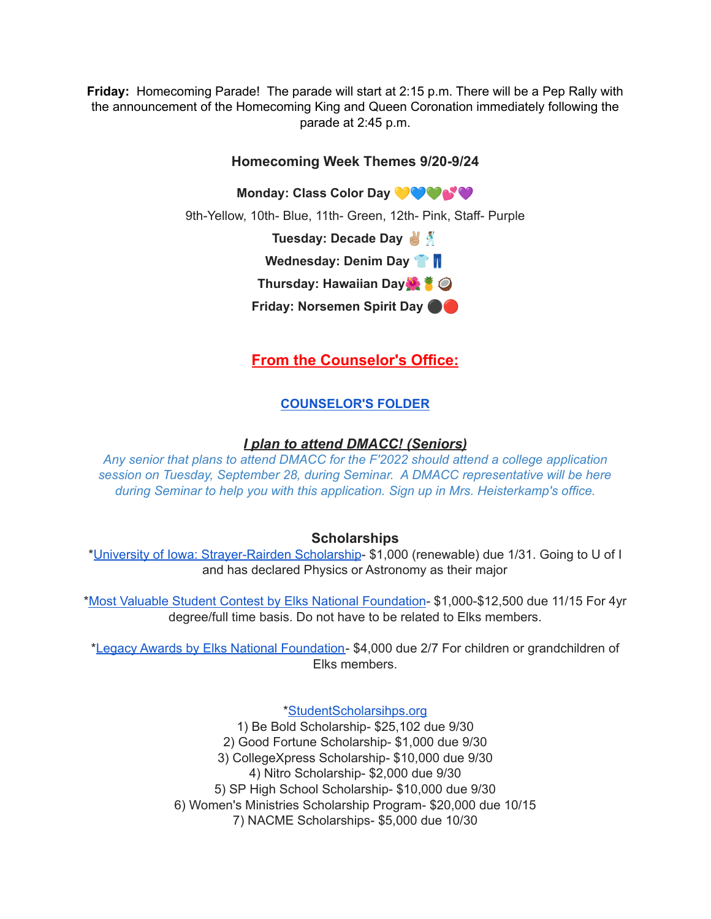**Friday:** Homecoming Parade! The parade will start at 2:15 p.m. There will be a Pep Rally with the announcement of the Homecoming King and Queen Coronation immediately following the parade at 2:45 p.m.

### Homecoming Week Themes 9/20-9/24

**Monday: Class Color Day 💛💙💚💕💜**

9th-Yellow, 10th- Blue, 11th- Green, 12th- Pink, Staff- Purple

**Tuesday: Decade Day ✌🏼🕺**

**Wednesday: Denim Day 👕👖**

**Thursday: Hawaiian Day🌺🍍🥥**

**Friday: Norsemen Spirit Day ⚫🔴**

## From the Counselor's Office:

**COUNSELOR'S FOLDER**

***I plan to attend DMACC! (Seniors)***

*Any senior that plans to attend DMACC for the F'2022 should attend a college application session on Tuesday, September 28, during Seminar. A DMACC representative will be here during Seminar to help you with this application. Sign up in Mrs. Heisterkamp's office.*

### Scholarships

*University of Iowa: Strayer-Rairden Scholarship- $1,000 (renewable) due 1/31. Going to U of I and has declared Physics or Astronomy as their major

*Most Valuable Student Contest by Elks National Foundation- $1,000-$12,500 due 11/15 For 4yr degree/full time basis. Do not have to be related to Elks members.

*Legacy Awards by Elks National Foundation- $4,000 due 2/7 For children or grandchildren of Elks members.

*StudentScholarsihps.org

1) Be Bold Scholarship- $25,102 due 9/30
2) Good Fortune Scholarship- $1,000 due 9/30
3) CollegeXpress Scholarship- $10,000 due 9/30
4) Nitro Scholarship- $2,000 due 9/30
5) SP High School Scholarship- $10,000 due 9/30
6) Women's Ministries Scholarship Program- $20,000 due 10/15
7) NACME Scholarships- $5,000 due 10/30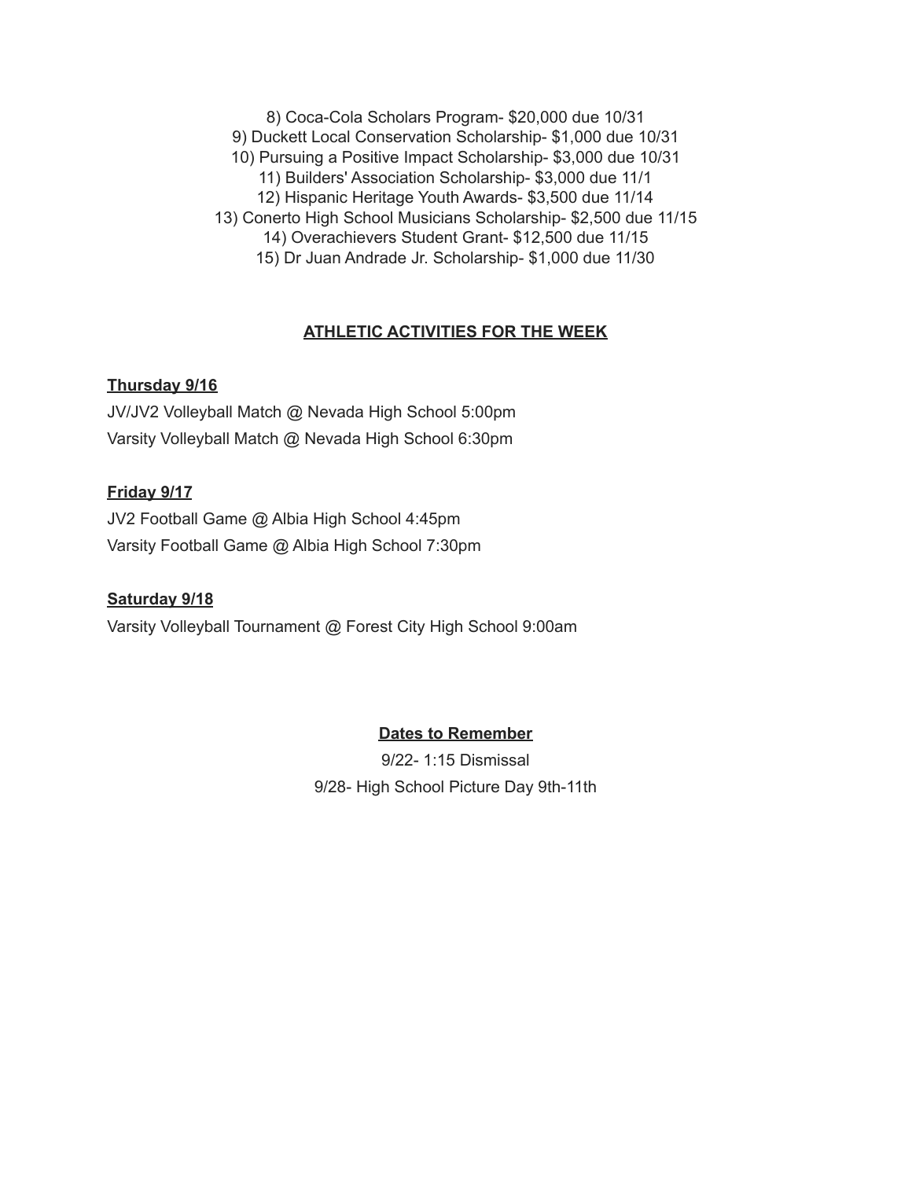8) Coca-Cola Scholars Program- $20,000 due 10/31
9) Duckett Local Conservation Scholarship- $1,000 due 10/31
10) Pursuing a Positive Impact Scholarship- $3,000 due 10/31
11) Builders' Association Scholarship- $3,000 due 11/1
12) Hispanic Heritage Youth Awards- $3,500 due 11/14
13) Conerto High School Musicians Scholarship- $2,500 due 11/15
14) Overachievers Student Grant- $12,500 due 11/15
15) Dr Juan Andrade Jr. Scholarship- $1,000 due 11/30

## ATHLETIC ACTIVITIES FOR THE WEEK

**Thursday 9/16**

JV/JV2 Volleyball Match @ Nevada High School 5:00pm
Varsity Volleyball Match @ Nevada High School 6:30pm

**Friday 9/17**

JV2 Football Game @ Albia High School 4:45pm
Varsity Football Game @ Albia High School 7:30pm

**Saturday 9/18**

Varsity Volleyball Tournament @ Forest City High School 9:00am

## Dates to Remember

9/22- 1:15 Dismissal
9/28- High School Picture Day 9th-11th